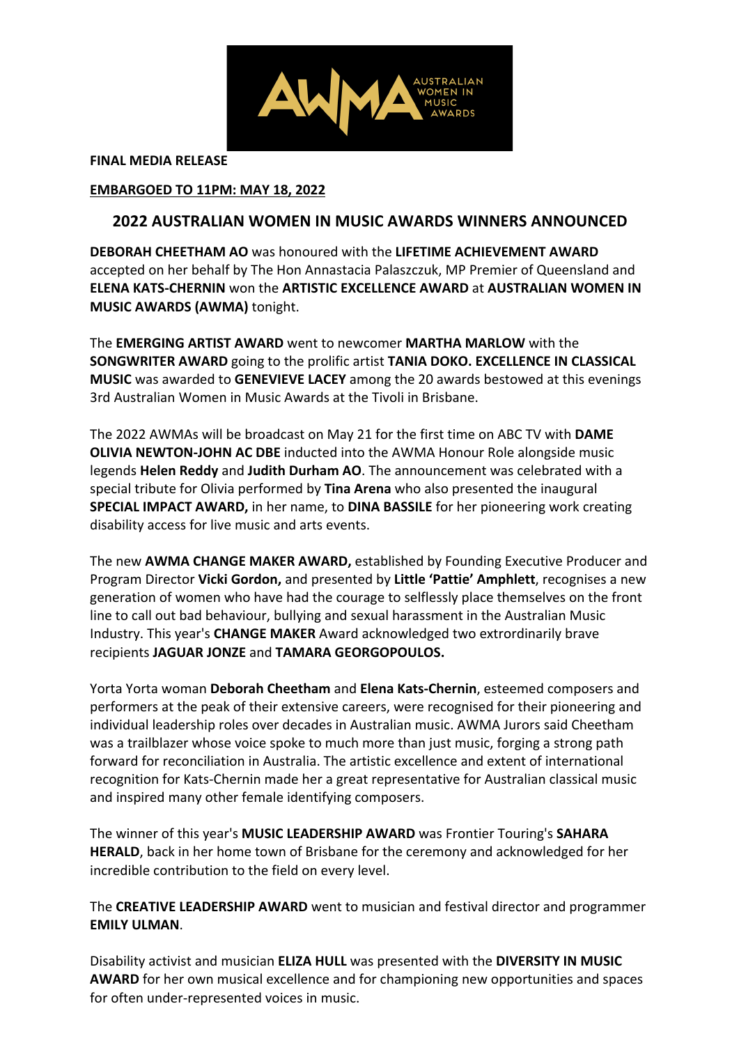**FINAL MEDIA RELEASE**

**EMBARGOED TO 11PM: MAY 18, 2022**

## 2022 AUSTRALIAN WOMEN IN MUSIC AWARDS WINNERS ANNOUNCED

**DEBORAH CHEETHAM AO** was honoured with the **LIFETIME ACHIEVEMENT AWARD** accepted on her behalf by The Hon Annastacia Palaszczuk, MP Premier of Queensland and **ELENA KATS-CHERNIN** won the **ARTISTIC EXCELLENCE AWARD** at **AUSTRALIAN WOMEN IN MUSIC AWARDS (AWMA)** tonight.

The **EMERGING ARTIST AWARD** went to newcomer **MARTHA MARLOW** with the **SONGWRITER AWARD** going to the prolific artist **TANIA DOKO. EXCELLENCE IN CLASSICAL MUSIC** was awarded to **GENEVIEVE LACEY** among the 20 awards bestowed at this evenings 3rd Australian Women in Music Awards at the Tivoli in Brisbane.

The 2022 AWMAs will be broadcast on May 21 for the first time on ABC TV with **DAME OLIVIA NEWTON-JOHN AC DBE** inducted into the AWMA Honour Role alongside music legends **Helen Reddy** and **Judith Durham AO**. The announcement was celebrated with a special tribute for Olivia performed by **Tina Arena** who also presented the inaugural **SPECIAL IMPACT AWARD,** in her name, to **DINA BASSILE** for her pioneering work creating disability access for live music and arts events.

The new **AWMA CHANGE MAKER AWARD,** established by Founding Executive Producer and Program Director **Vicki Gordon,** and presented by **Little 'Pattie' Amphlett**, recognises a new generation of women who have had the courage to selflessly place themselves on the front line to call out bad behaviour, bullying and sexual harassment in the Australian Music Industry. This year's **CHANGE MAKER** Award acknowledged two extrordinarily brave recipients **JAGUAR JONZE** and **TAMARA GEORGOPOULOS.**

Yorta Yorta woman **Deborah Cheetham** and **Elena Kats-Chernin**, esteemed composers and performers at the peak of their extensive careers, were recognised for their pioneering and individual leadership roles over decades in Australian music. AWMA Jurors said Cheetham was a trailblazer whose voice spoke to much more than just music, forging a strong path forward for reconciliation in Australia. The artistic excellence and extent of international recognition for Kats-Chernin made her a great representative for Australian classical music and inspired many other female identifying composers.

The winner of this year's **MUSIC LEADERSHIP AWARD** was Frontier Touring's **SAHARA HERALD**, back in her home town of Brisbane for the ceremony and acknowledged for her incredible contribution to the field on every level.

The **CREATIVE LEADERSHIP AWARD** went to musician and festival director and programmer **EMILY ULMAN**.

Disability activist and musician **ELIZA HULL** was presented with the **DIVERSITY IN MUSIC AWARD** for her own musical excellence and for championing new opportunities and spaces for often under-represented voices in music.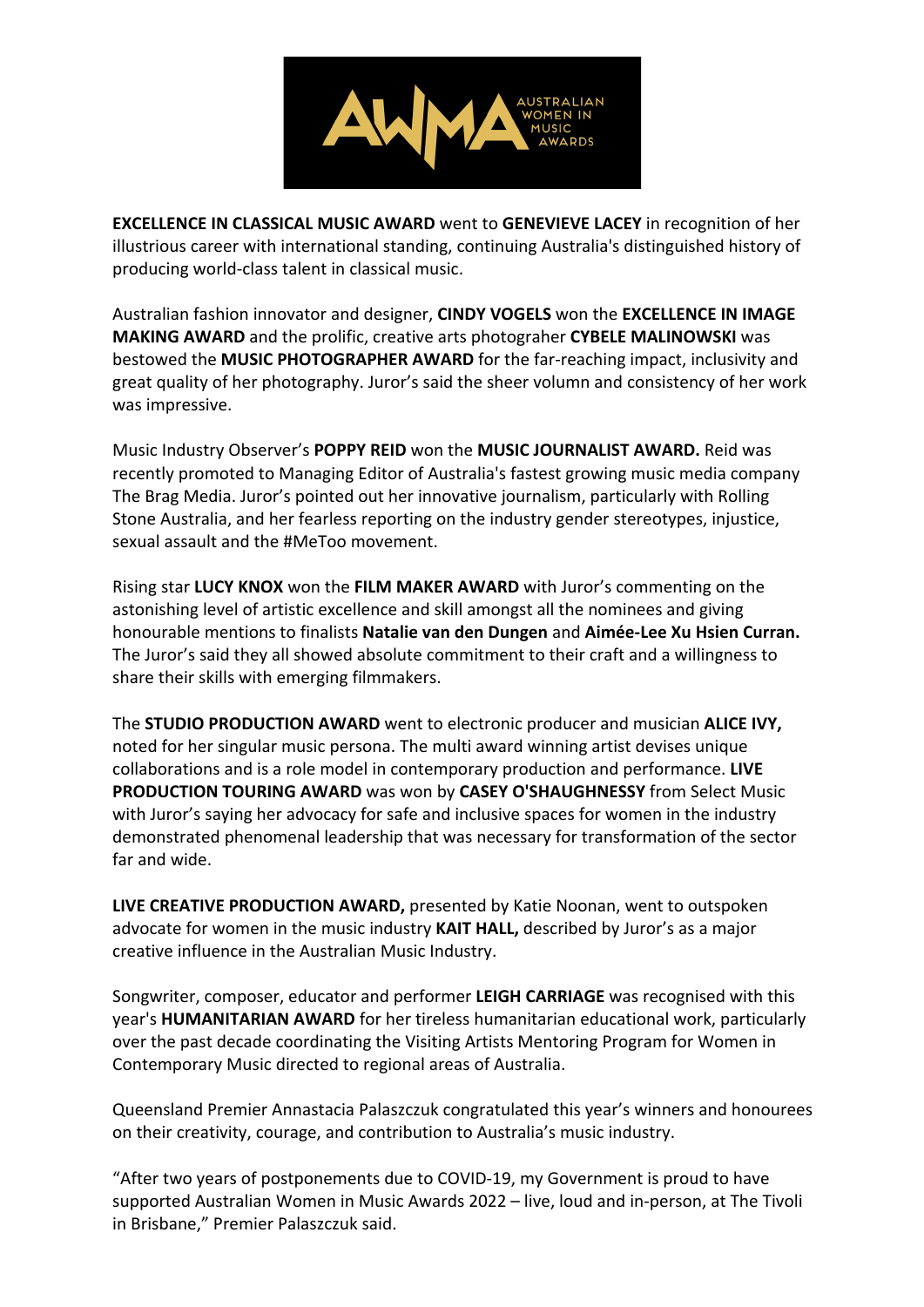**EXCELLENCE IN CLASSICAL MUSIC AWARD** went to **GENEVIEVE LACEY** in recognition of her illustrious career with international standing, continuing Australia's distinguished history of producing world-class talent in classical music.

Australian fashion innovator and designer, **CINDY VOGELS** won the **EXCELLENCE IN IMAGE MAKING AWARD** and the prolific, creative arts photograher **CYBELE MALINOWSKI** was bestowed the **MUSIC PHOTOGRAPHER AWARD** for the far-reaching impact, inclusivity and great quality of her photography. Juror's said the sheer volumn and consistency of her work was impressive.

Music Industry Observer's **POPPY REID** won the **MUSIC JOURNALIST AWARD.** Reid was recently promoted to Managing Editor of Australia's fastest growing music media company The Brag Media. Juror's pointed out her innovative journalism, particularly with Rolling Stone Australia, and her fearless reporting on the industry gender stereotypes, injustice, sexual assault and the #MeToo movement.

Rising star **LUCY KNOX** won the **FILM MAKER AWARD** with Juror's commenting on the astonishing level of artistic excellence and skill amongst all the nominees and giving honourable mentions to finalists **Natalie van den Dungen** and **Aimée-Lee Xu Hsien Curran.** The Juror's said they all showed absolute commitment to their craft and a willingness to share their skills with emerging filmmakers.

The **STUDIO PRODUCTION AWARD** went to electronic producer and musician **ALICE IVY,** noted for her singular music persona. The multi award winning artist devises unique collaborations and is a role model in contemporary production and performance. **LIVE PRODUCTION TOURING AWARD** was won by **CASEY O'SHAUGHNESSY** from Select Music with Juror's saying her advocacy for safe and inclusive spaces for women in the industry demonstrated phenomenal leadership that was necessary for transformation of the sector far and wide.

**LIVE CREATIVE PRODUCTION AWARD,** presented by Katie Noonan, went to outspoken advocate for women in the music industry **KAIT HALL,** described by Juror's as a major creative influence in the Australian Music Industry.

Songwriter, composer, educator and performer **LEIGH CARRIAGE** was recognised with this year's **HUMANITARIAN AWARD** for her tireless humanitarian educational work, particularly over the past decade coordinating the Visiting Artists Mentoring Program for Women in Contemporary Music directed to regional areas of Australia.

Queensland Premier Annastacia Palaszczuk congratulated this year's winners and honourees on their creativity, courage, and contribution to Australia's music industry.

"After two years of postponements due to COVID-19, my Government is proud to have supported Australian Women in Music Awards 2022 – live, loud and in-person, at The Tivoli in Brisbane," Premier Palaszczuk said.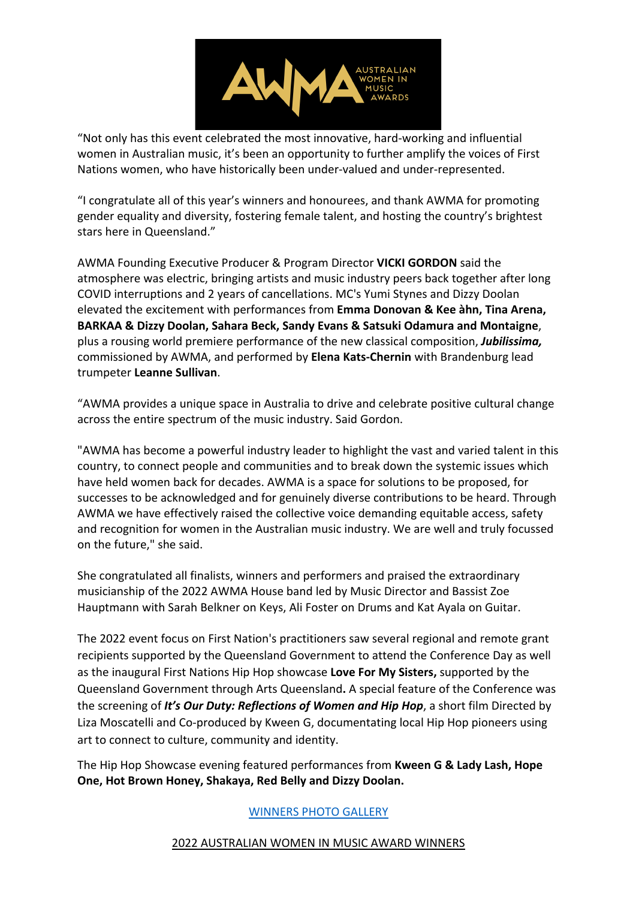"Not only has this event celebrated the most innovative, hard-working and influential women in Australian music, it's been an opportunity to further amplify the voices of First Nations women, who have historically been under-valued and under-represented.

"I congratulate all of this year's winners and honourees, and thank AWMA for promoting gender equality and diversity, fostering female talent, and hosting the country's brightest stars here in Queensland."

AWMA Founding Executive Producer & Program Director **VICKI GORDON** said the atmosphere was electric, bringing artists and music industry peers back together after long COVID interruptions and 2 years of cancellations. MC's Yumi Stynes and Dizzy Doolan elevated the excitement with performances from **Emma Donovan & Kee àhn, Tina Arena, BARKAA & Dizzy Doolan, Sahara Beck, Sandy Evans & Satsuki Odamura and Montaigne**, plus a rousing world premiere performance of the new classical composition, ***Jubilissima,*** commissioned by AWMA, and performed by **Elena Kats-Chernin** with Brandenburg lead trumpeter **Leanne Sullivan**.

"AWMA provides a unique space in Australia to drive and celebrate positive cultural change across the entire spectrum of the music industry. Said Gordon.

"AWMA has become a powerful industry leader to highlight the vast and varied talent in this country, to connect people and communities and to break down the systemic issues which have held women back for decades. AWMA is a space for solutions to be proposed, for successes to be acknowledged and for genuinely diverse contributions to be heard. Through AWMA we have effectively raised the collective voice demanding equitable access, safety and recognition for women in the Australian music industry. We are well and truly focussed on the future," she said.

She congratulated all finalists, winners and performers and praised the extraordinary musicianship of the 2022 AWMA House band led by Music Director and Bassist Zoe Hauptmann with Sarah Belkner on Keys, Ali Foster on Drums and Kat Ayala on Guitar.

The 2022 event focus on First Nation's practitioners saw several regional and remote grant recipients supported by the Queensland Government to attend the Conference Day as well as the inaugural First Nations Hip Hop showcase **Love For My Sisters,** supported by the Queensland Government through Arts Queensland**.** A special feature of the Conference was the screening of ***It's Our Duty: Reflections of Women and Hip Hop***, a short film Directed by Liza Moscatelli and Co-produced by Kween G, documentating local Hip Hop pioneers using art to connect to culture, community and identity.

The Hip Hop Showcase evening featured performances from **Kween G & Lady Lash, Hope One, Hot Brown Honey, Shakaya, Red Belly and Dizzy Doolan.**

WINNERS PHOTO GALLERY

2022 AUSTRALIAN WOMEN IN MUSIC AWARD WINNERS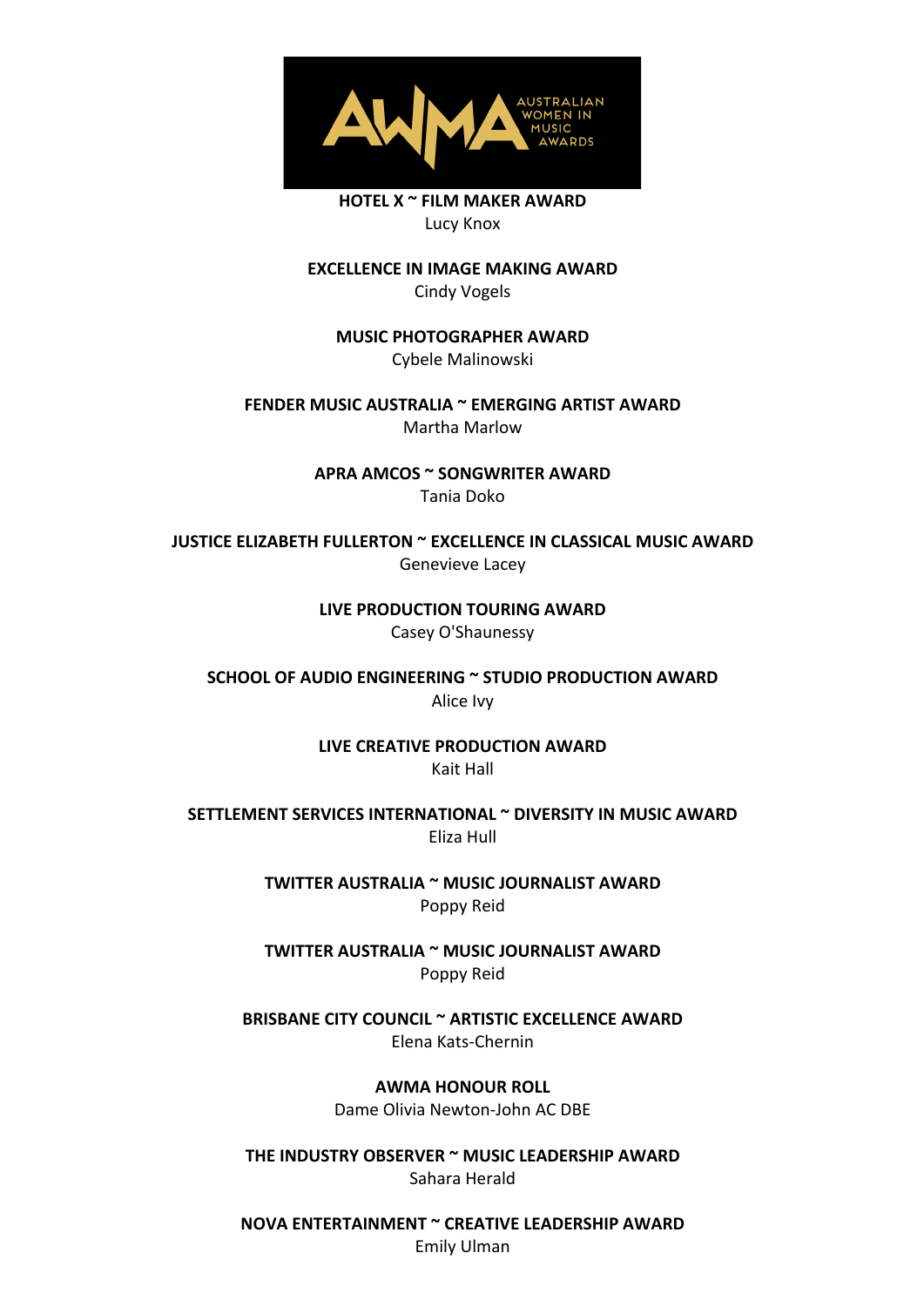**HOTEL X ~ FILM MAKER AWARD**
Lucy Knox

**EXCELLENCE IN IMAGE MAKING AWARD**
Cindy Vogels

**MUSIC PHOTOGRAPHER AWARD**
Cybele Malinowski

**FENDER MUSIC AUSTRALIA ~ EMERGING ARTIST AWARD**
Martha Marlow

**APRA AMCOS ~ SONGWRITER AWARD**
Tania Doko

**JUSTICE ELIZABETH FULLERTON ~ EXCELLENCE IN CLASSICAL MUSIC AWARD**
Genevieve Lacey

**LIVE PRODUCTION TOURING AWARD**
Casey O'Shaunessy

**SCHOOL OF AUDIO ENGINEERING ~ STUDIO PRODUCTION AWARD**
Alice Ivy

**LIVE CREATIVE PRODUCTION AWARD**
Kait Hall

**SETTLEMENT SERVICES INTERNATIONAL ~ DIVERSITY IN MUSIC AWARD**
Eliza Hull

**TWITTER AUSTRALIA ~ MUSIC JOURNALIST AWARD**
Poppy Reid

**TWITTER AUSTRALIA ~ MUSIC JOURNALIST AWARD**
Poppy Reid

**BRISBANE CITY COUNCIL ~ ARTISTIC EXCELLENCE AWARD**
Elena Kats-Chernin

**AWMA HONOUR ROLL**
Dame Olivia Newton-John AC DBE

**THE INDUSTRY OBSERVER ~ MUSIC LEADERSHIP AWARD**
Sahara Herald

**NOVA ENTERTAINMENT ~ CREATIVE LEADERSHIP AWARD**
Emily Ulman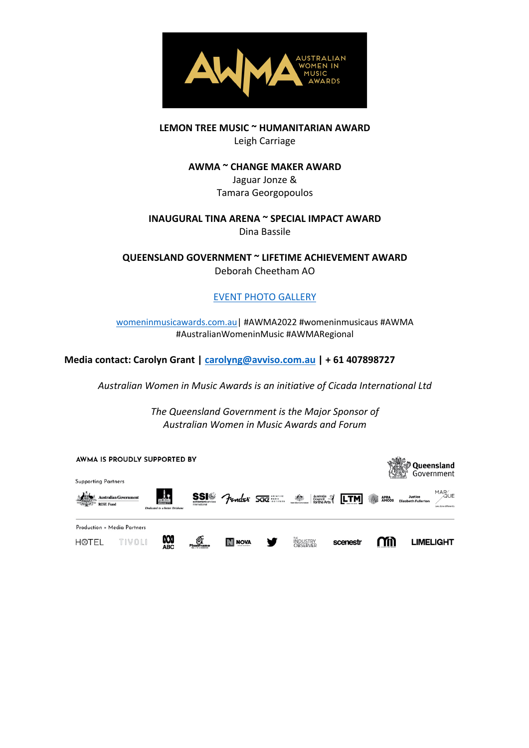**LEMON TREE MUSIC ~ HUMANITARIAN AWARD**
Leigh Carriage

**AWMA ~ CHANGE MAKER AWARD**
Jaguar Jonze &
Tamara Georgopoulos

**INAUGURAL TINA ARENA ~ SPECIAL IMPACT AWARD**
Dina Bassile

**QUEENSLAND GOVERNMENT ~ LIFETIME ACHIEVEMENT AWARD**
Deborah Cheetham AO

EVENT PHOTO GALLERY

womeninmusicawards.com.au| #AWMA2022 #womeninmusicaus #AWMA #AustralianWomeninMusic #AWMARegional

**Media contact: Carolyn Grant | carolyng@avviso.com.au | + 61 407898727**

*Australian Women in Music Awards is an initiative of Cicada International Ltd*

*The Queensland Government is the Major Sponsor of Australian Women in Music Awards and Forum*

AWMA IS PROUDLY SUPPORTED BY

Queensland Government

Supporting Partners

Australian Government RISE Fund

Dedicated to a better Brisbane

SSI settlement services international

Fender

SAE Creative Media Institute

Australian Government

Australia Council for the Arts

LTM

APRA AMCOS

Justice Elizabeth Fullerton

MARQUE

Production + Media Partners

HOTEL

TIVOLI

ABC

PixelFrame

NOVA

THE INDUSTRY OBSERVER

scenestr

LIMELIGHT